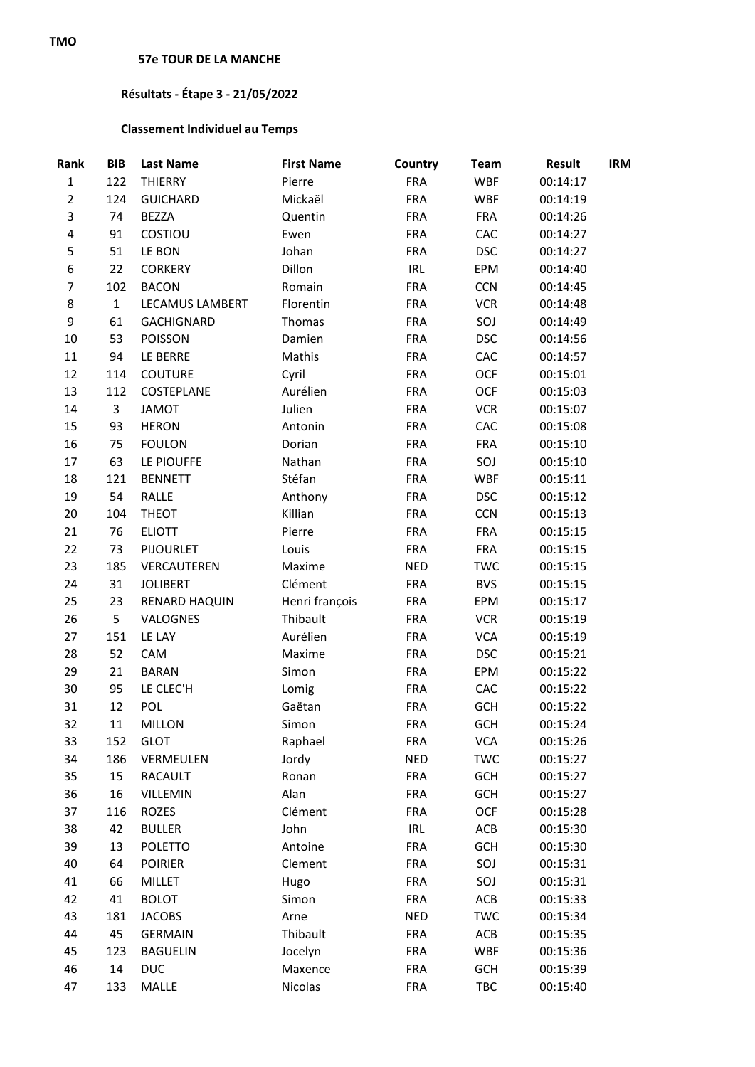TMO

**57e TOUR DE LA MANCHE**

**Résultats - Étape 3 - 21/05/2022**

**Classement Individuel au Temps**

| Rank | BIB | Last Name | First Name | Country | Team | Result | IRM |
|---|---|---|---|---|---|---|---|
| 1 | 122 | THIERRY | Pierre | FRA | WBF | 00:14:17 | |
| 2 | 124 | GUICHARD | Mickaël | FRA | WBF | 00:14:19 | |
| 3 | 74 | BEZZA | Quentin | FRA | FRA | 00:14:26 | |
| 4 | 91 | COSTIOU | Ewen | FRA | CAC | 00:14:27 | |
| 5 | 51 | LE BON | Johan | FRA | DSC | 00:14:27 | |
| 6 | 22 | CORKERY | Dillon | IRL | EPM | 00:14:40 | |
| 7 | 102 | BACON | Romain | FRA | CCN | 00:14:45 | |
| 8 | 1 | LECAMUS LAMBERT | Florentin | FRA | VCR | 00:14:48 | |
| 9 | 61 | GACHIGNARD | Thomas | FRA | SOJ | 00:14:49 | |
| 10 | 53 | POISSON | Damien | FRA | DSC | 00:14:56 | |
| 11 | 94 | LE BERRE | Mathis | FRA | CAC | 00:14:57 | |
| 12 | 114 | COUTURE | Cyril | FRA | OCF | 00:15:01 | |
| 13 | 112 | COSTEPLANE | Aurélien | FRA | OCF | 00:15:03 | |
| 14 | 3 | JAMOT | Julien | FRA | VCR | 00:15:07 | |
| 15 | 93 | HERON | Antonin | FRA | CAC | 00:15:08 | |
| 16 | 75 | FOULON | Dorian | FRA | FRA | 00:15:10 | |
| 17 | 63 | LE PIOUFFE | Nathan | FRA | SOJ | 00:15:10 | |
| 18 | 121 | BENNETT | Stéfan | FRA | WBF | 00:15:11 | |
| 19 | 54 | RALLE | Anthony | FRA | DSC | 00:15:12 | |
| 20 | 104 | THEOT | Killian | FRA | CCN | 00:15:13 | |
| 21 | 76 | ELIOTT | Pierre | FRA | FRA | 00:15:15 | |
| 22 | 73 | PIJOURLET | Louis | FRA | FRA | 00:15:15 | |
| 23 | 185 | VERCAUTEREN | Maxime | NED | TWC | 00:15:15 | |
| 24 | 31 | JOLIBERT | Clément | FRA | BVS | 00:15:15 | |
| 25 | 23 | RENARD HAQUIN | Henri françois | FRA | EPM | 00:15:17 | |
| 26 | 5 | VALOGNES | Thibault | FRA | VCR | 00:15:19 | |
| 27 | 151 | LE LAY | Aurélien | FRA | VCA | 00:15:19 | |
| 28 | 52 | CAM | Maxime | FRA | DSC | 00:15:21 | |
| 29 | 21 | BARAN | Simon | FRA | EPM | 00:15:22 | |
| 30 | 95 | LE CLEC'H | Lomig | FRA | CAC | 00:15:22 | |
| 31 | 12 | POL | Gaëtan | FRA | GCH | 00:15:22 | |
| 32 | 11 | MILLON | Simon | FRA | GCH | 00:15:24 | |
| 33 | 152 | GLOT | Raphael | FRA | VCA | 00:15:26 | |
| 34 | 186 | VERMEULEN | Jordy | NED | TWC | 00:15:27 | |
| 35 | 15 | RACAULT | Ronan | FRA | GCH | 00:15:27 | |
| 36 | 16 | VILLEMIN | Alan | FRA | GCH | 00:15:27 | |
| 37 | 116 | ROZES | Clément | FRA | OCF | 00:15:28 | |
| 38 | 42 | BULLER | John | IRL | ACB | 00:15:30 | |
| 39 | 13 | POLETTO | Antoine | FRA | GCH | 00:15:30 | |
| 40 | 64 | POIRIER | Clement | FRA | SOJ | 00:15:31 | |
| 41 | 66 | MILLET | Hugo | FRA | SOJ | 00:15:31 | |
| 42 | 41 | BOLOT | Simon | FRA | ACB | 00:15:33 | |
| 43 | 181 | JACOBS | Arne | NED | TWC | 00:15:34 | |
| 44 | 45 | GERMAIN | Thibault | FRA | ACB | 00:15:35 | |
| 45 | 123 | BAGUELIN | Jocelyn | FRA | WBF | 00:15:36 | |
| 46 | 14 | DUC | Maxence | FRA | GCH | 00:15:39 | |
| 47 | 133 | MALLE | Nicolas | FRA | TBC | 00:15:40 | |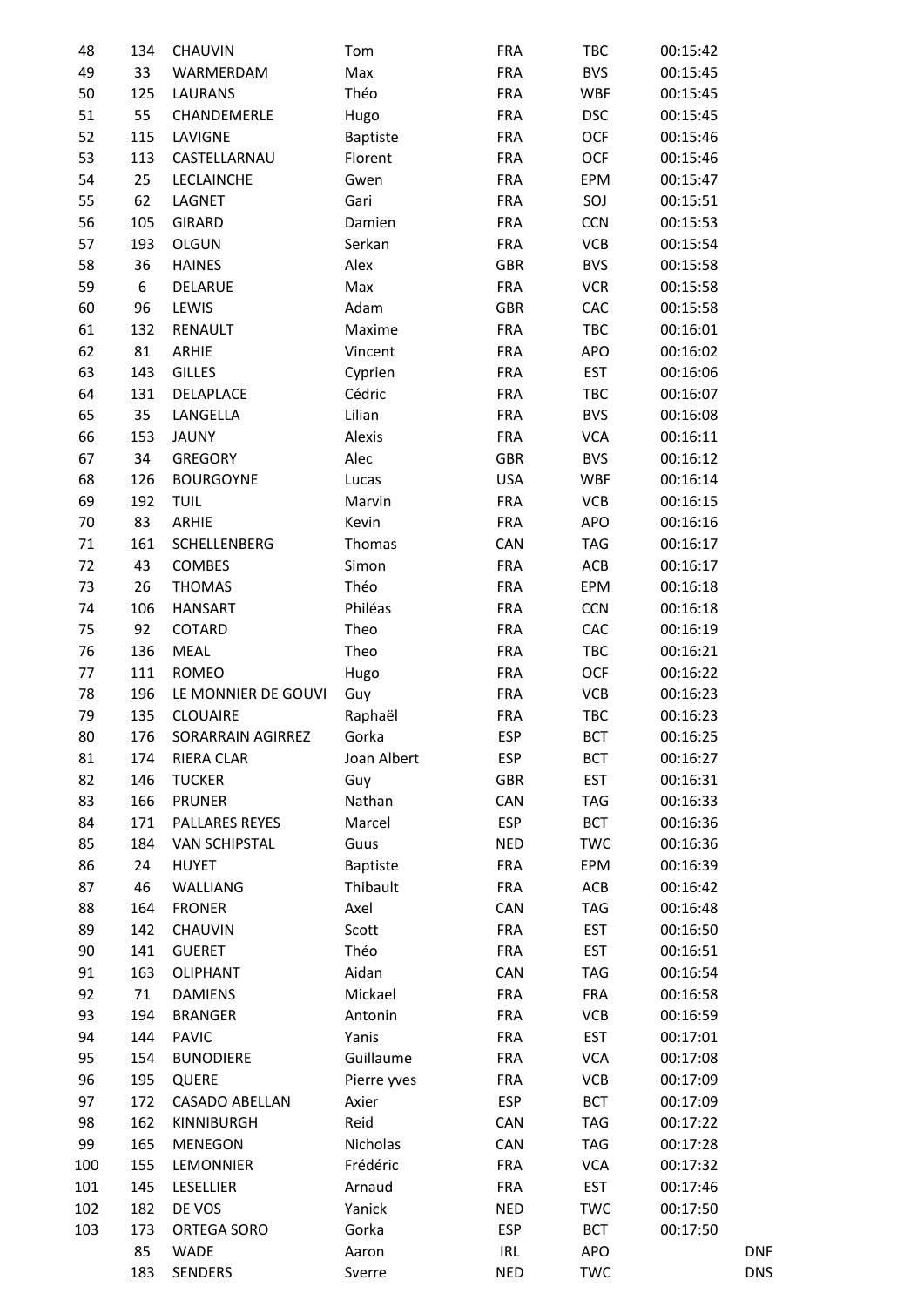| | | | | | | | |
|---|---|---|---|---|---|---|---|
| 48 | 134 | CHAUVIN | Tom | FRA | TBC | 00:15:42 | |
| 49 | 33 | WARMERDAM | Max | FRA | BVS | 00:15:45 | |
| 50 | 125 | LAURANS | Théo | FRA | WBF | 00:15:45 | |
| 51 | 55 | CHANDEMERLE | Hugo | FRA | DSC | 00:15:45 | |
| 52 | 115 | LAVIGNE | Baptiste | FRA | OCF | 00:15:46 | |
| 53 | 113 | CASTELLARNAU | Florent | FRA | OCF | 00:15:46 | |
| 54 | 25 | LECLAINCHE | Gwen | FRA | EPM | 00:15:47 | |
| 55 | 62 | LAGNET | Gari | FRA | SOJ | 00:15:51 | |
| 56 | 105 | GIRARD | Damien | FRA | CCN | 00:15:53 | |
| 57 | 193 | OLGUN | Serkan | FRA | VCB | 00:15:54 | |
| 58 | 36 | HAINES | Alex | GBR | BVS | 00:15:58 | |
| 59 | 6 | DELARUE | Max | FRA | VCR | 00:15:58 | |
| 60 | 96 | LEWIS | Adam | GBR | CAC | 00:15:58 | |
| 61 | 132 | RENAULT | Maxime | FRA | TBC | 00:16:01 | |
| 62 | 81 | ARHIE | Vincent | FRA | APO | 00:16:02 | |
| 63 | 143 | GILLES | Cyprien | FRA | EST | 00:16:06 | |
| 64 | 131 | DELAPLACE | Cédric | FRA | TBC | 00:16:07 | |
| 65 | 35 | LANGELLA | Lilian | FRA | BVS | 00:16:08 | |
| 66 | 153 | JAUNY | Alexis | FRA | VCA | 00:16:11 | |
| 67 | 34 | GREGORY | Alec | GBR | BVS | 00:16:12 | |
| 68 | 126 | BOURGOYNE | Lucas | USA | WBF | 00:16:14 | |
| 69 | 192 | TUIL | Marvin | FRA | VCB | 00:16:15 | |
| 70 | 83 | ARHIE | Kevin | FRA | APO | 00:16:16 | |
| 71 | 161 | SCHELLENBERG | Thomas | CAN | TAG | 00:16:17 | |
| 72 | 43 | COMBES | Simon | FRA | ACB | 00:16:17 | |
| 73 | 26 | THOMAS | Théo | FRA | EPM | 00:16:18 | |
| 74 | 106 | HANSART | Philéas | FRA | CCN | 00:16:18 | |
| 75 | 92 | COTARD | Theo | FRA | CAC | 00:16:19 | |
| 76 | 136 | MEAL | Theo | FRA | TBC | 00:16:21 | |
| 77 | 111 | ROMEO | Hugo | FRA | OCF | 00:16:22 | |
| 78 | 196 | LE MONNIER DE GOUVI | Guy | FRA | VCB | 00:16:23 | |
| 79 | 135 | CLOUAIRE | Raphaël | FRA | TBC | 00:16:23 | |
| 80 | 176 | SORARRAIN AGIRREZ | Gorka | ESP | BCT | 00:16:25 | |
| 81 | 174 | RIERA CLAR | Joan Albert | ESP | BCT | 00:16:27 | |
| 82 | 146 | TUCKER | Guy | GBR | EST | 00:16:31 | |
| 83 | 166 | PRUNER | Nathan | CAN | TAG | 00:16:33 | |
| 84 | 171 | PALLARES REYES | Marcel | ESP | BCT | 00:16:36 | |
| 85 | 184 | VAN SCHIPSTAL | Guus | NED | TWC | 00:16:36 | |
| 86 | 24 | HUYET | Baptiste | FRA | EPM | 00:16:39 | |
| 87 | 46 | WALLIANG | Thibault | FRA | ACB | 00:16:42 | |
| 88 | 164 | FRONER | Axel | CAN | TAG | 00:16:48 | |
| 89 | 142 | CHAUVIN | Scott | FRA | EST | 00:16:50 | |
| 90 | 141 | GUERET | Théo | FRA | EST | 00:16:51 | |
| 91 | 163 | OLIPHANT | Aidan | CAN | TAG | 00:16:54 | |
| 92 | 71 | DAMIENS | Mickael | FRA | FRA | 00:16:58 | |
| 93 | 194 | BRANGER | Antonin | FRA | VCB | 00:16:59 | |
| 94 | 144 | PAVIC | Yanis | FRA | EST | 00:17:01 | |
| 95 | 154 | BUNODIERE | Guillaume | FRA | VCA | 00:17:08 | |
| 96 | 195 | QUERE | Pierre yves | FRA | VCB | 00:17:09 | |
| 97 | 172 | CASADO ABELLAN | Axier | ESP | BCT | 00:17:09 | |
| 98 | 162 | KINNIBURGH | Reid | CAN | TAG | 00:17:22 | |
| 99 | 165 | MENEGON | Nicholas | CAN | TAG | 00:17:28 | |
| 100 | 155 | LEMONNIER | Frédéric | FRA | VCA | 00:17:32 | |
| 101 | 145 | LESELLIER | Arnaud | FRA | EST | 00:17:46 | |
| 102 | 182 | DE VOS | Yanick | NED | TWC | 00:17:50 | |
| 103 | 173 | ORTEGA SORO | Gorka | ESP | BCT | 00:17:50 | |
| | 85 | WADE | Aaron | IRL | APO | | DNF |
| | 183 | SENDERS | Sverre | NED | TWC | | DNS |